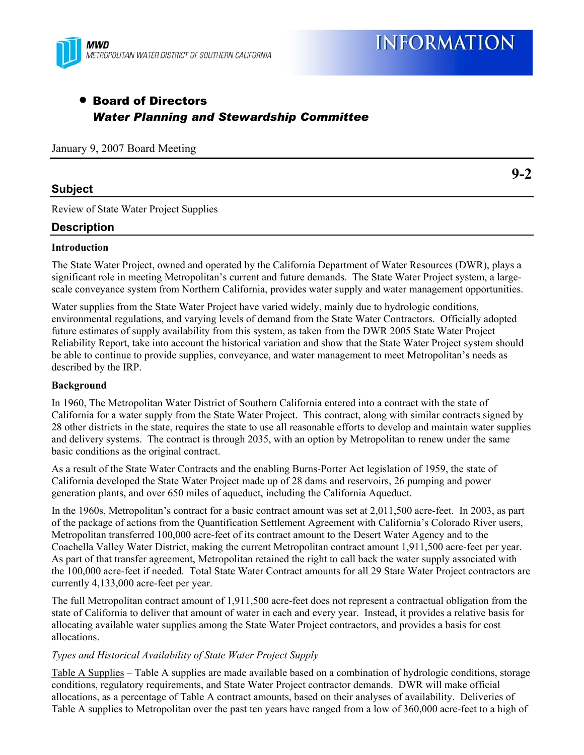MWD
METROPOLITAN WATER DISTRICT OF SOUTHERN CALIFORNIA

# INFORMATION

- **Board of Directors**
  ***Water Planning and Stewardship Committee***

January 9, 2007 Board Meeting

**9-2**

## Subject

Review of State Water Project Supplies

## Description

**Introduction**

The State Water Project, owned and operated by the California Department of Water Resources (DWR), plays a significant role in meeting Metropolitan's current and future demands. The State Water Project system, a large-scale conveyance system from Northern California, provides water supply and water management opportunities.

Water supplies from the State Water Project have varied widely, mainly due to hydrologic conditions, environmental regulations, and varying levels of demand from the State Water Contractors. Officially adopted future estimates of supply availability from this system, as taken from the DWR 2005 State Water Project Reliability Report, take into account the historical variation and show that the State Water Project system should be able to continue to provide supplies, conveyance, and water management to meet Metropolitan's needs as described by the IRP.

**Background**

In 1960, The Metropolitan Water District of Southern California entered into a contract with the state of California for a water supply from the State Water Project. This contract, along with similar contracts signed by 28 other districts in the state, requires the state to use all reasonable efforts to develop and maintain water supplies and delivery systems. The contract is through 2035, with an option by Metropolitan to renew under the same basic conditions as the original contract.

As a result of the State Water Contracts and the enabling Burns-Porter Act legislation of 1959, the state of California developed the State Water Project made up of 28 dams and reservoirs, 26 pumping and power generation plants, and over 650 miles of aqueduct, including the California Aqueduct.

In the 1960s, Metropolitan's contract for a basic contract amount was set at 2,011,500 acre-feet. In 2003, as part of the package of actions from the Quantification Settlement Agreement with California's Colorado River users, Metropolitan transferred 100,000 acre-feet of its contract amount to the Desert Water Agency and to the Coachella Valley Water District, making the current Metropolitan contract amount 1,911,500 acre-feet per year. As part of that transfer agreement, Metropolitan retained the right to call back the water supply associated with the 100,000 acre-feet if needed. Total State Water Contract amounts for all 29 State Water Project contractors are currently 4,133,000 acre-feet per year.

The full Metropolitan contract amount of 1,911,500 acre-feet does not represent a contractual obligation from the state of California to deliver that amount of water in each and every year. Instead, it provides a relative basis for allocating available water supplies among the State Water Project contractors, and provides a basis for cost allocations.

*Types and Historical Availability of State Water Project Supply*

Table A Supplies – Table A supplies are made available based on a combination of hydrologic conditions, storage conditions, regulatory requirements, and State Water Project contractor demands. DWR will make official allocations, as a percentage of Table A contract amounts, based on their analyses of availability. Deliveries of Table A supplies to Metropolitan over the past ten years have ranged from a low of 360,000 acre-feet to a high of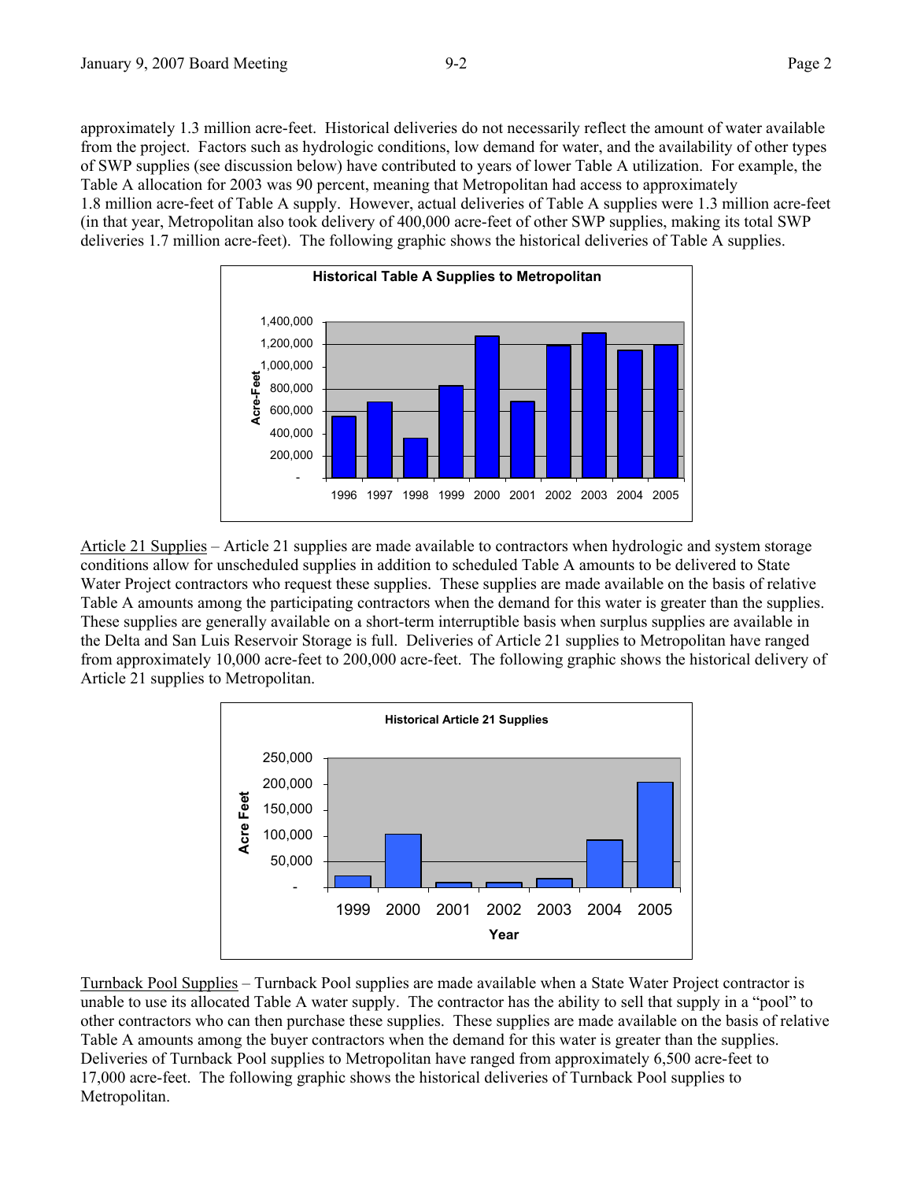approximately 1.3 million acre-feet. Historical deliveries do not necessarily reflect the amount of water available from the project. Factors such as hydrologic conditions, low demand for water, and the availability of other types of SWP supplies (see discussion below) have contributed to years of lower Table A utilization. For example, the Table A allocation for 2003 was 90 percent, meaning that Metropolitan had access to approximately 1.8 million acre-feet of Table A supply. However, actual deliveries of Table A supplies were 1.3 million acre-feet (in that year, Metropolitan also took delivery of 400,000 acre-feet of other SWP supplies, making its total SWP deliveries 1.7 million acre-feet). The following graphic shows the historical deliveries of Table A supplies.

<u>Article 21 Supplies</u> – Article 21 supplies are made available to contractors when hydrologic and system storage conditions allow for unscheduled supplies in addition to scheduled Table A amounts to be delivered to State Water Project contractors who request these supplies. These supplies are made available on the basis of relative Table A amounts among the participating contractors when the demand for this water is greater than the supplies. These supplies are generally available on a short-term interruptible basis when surplus supplies are available in the Delta and San Luis Reservoir Storage is full. Deliveries of Article 21 supplies to Metropolitan have ranged from approximately 10,000 acre-feet to 200,000 acre-feet. The following graphic shows the historical delivery of Article 21 supplies to Metropolitan.

<u>Turnback Pool Supplies</u> – Turnback Pool supplies are made available when a State Water Project contractor is unable to use its allocated Table A water supply. The contractor has the ability to sell that supply in a "pool" to other contractors who can then purchase these supplies. These supplies are made available on the basis of relative Table A amounts among the buyer contractors when the demand for this water is greater than the supplies. Deliveries of Turnback Pool supplies to Metropolitan have ranged from approximately 6,500 acre-feet to 17,000 acre-feet. The following graphic shows the historical deliveries of Turnback Pool supplies to Metropolitan.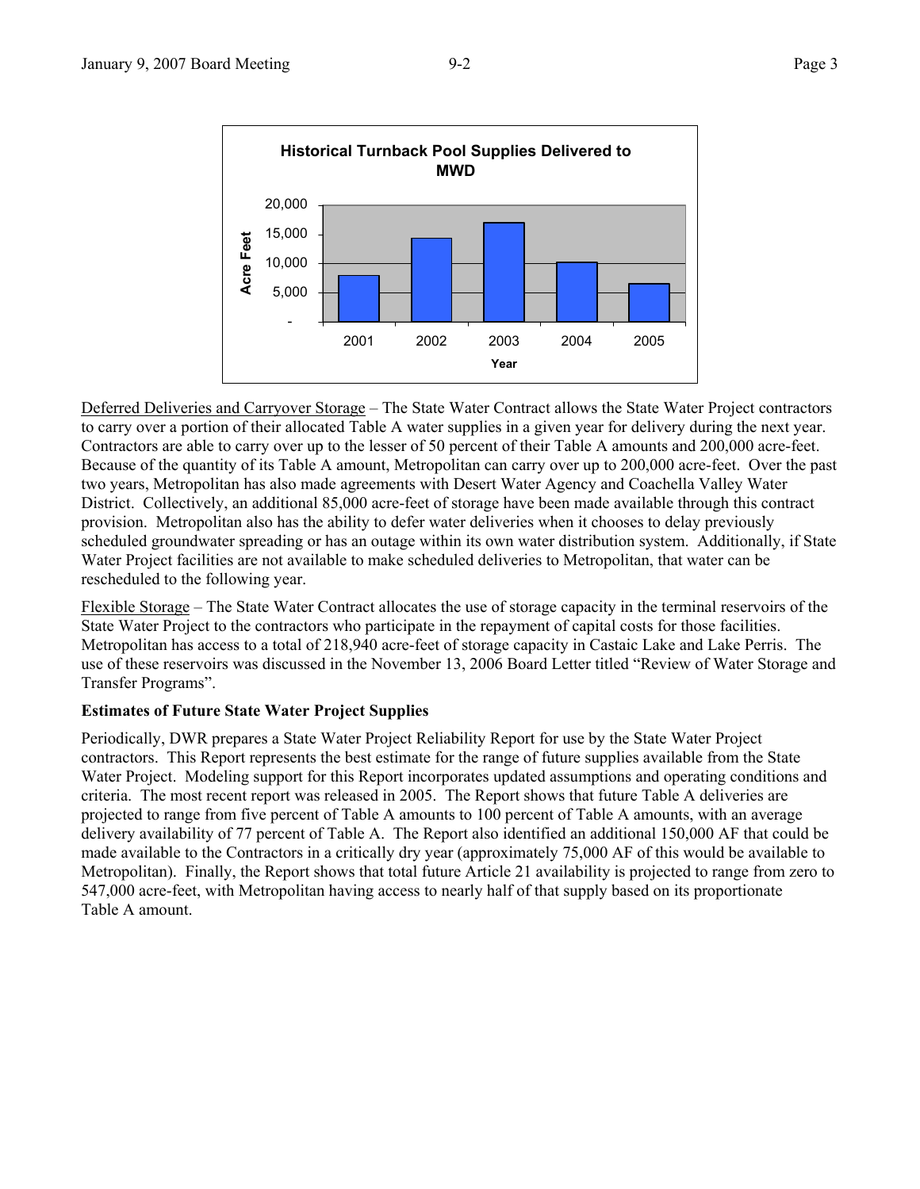**Historical Turnback Pool Supplies Delivered to MWD**

Deferred Deliveries and Carryover Storage – The State Water Contract allows the State Water Project contractors to carry over a portion of their allocated Table A water supplies in a given year for delivery during the next year. Contractors are able to carry over up to the lesser of 50 percent of their Table A amounts and 200,000 acre-feet. Because of the quantity of its Table A amount, Metropolitan can carry over up to 200,000 acre-feet. Over the past two years, Metropolitan has also made agreements with Desert Water Agency and Coachella Valley Water District. Collectively, an additional 85,000 acre-feet of storage have been made available through this contract provision. Metropolitan also has the ability to defer water deliveries when it chooses to delay previously scheduled groundwater spreading or has an outage within its own water distribution system. Additionally, if State Water Project facilities are not available to make scheduled deliveries to Metropolitan, that water can be rescheduled to the following year.

Flexible Storage – The State Water Contract allocates the use of storage capacity in the terminal reservoirs of the State Water Project to the contractors who participate in the repayment of capital costs for those facilities. Metropolitan has access to a total of 218,940 acre-feet of storage capacity in Castaic Lake and Lake Perris. The use of these reservoirs was discussed in the November 13, 2006 Board Letter titled "Review of Water Storage and Transfer Programs".

**Estimates of Future State Water Project Supplies**

Periodically, DWR prepares a State Water Project Reliability Report for use by the State Water Project contractors. This Report represents the best estimate for the range of future supplies available from the State Water Project. Modeling support for this Report incorporates updated assumptions and operating conditions and criteria. The most recent report was released in 2005. The Report shows that future Table A deliveries are projected to range from five percent of Table A amounts to 100 percent of Table A amounts, with an average delivery availability of 77 percent of Table A. The Report also identified an additional 150,000 AF that could be made available to the Contractors in a critically dry year (approximately 75,000 AF of this would be available to Metropolitan). Finally, the Report shows that total future Article 21 availability is projected to range from zero to 547,000 acre-feet, with Metropolitan having access to nearly half of that supply based on its proportionate Table A amount.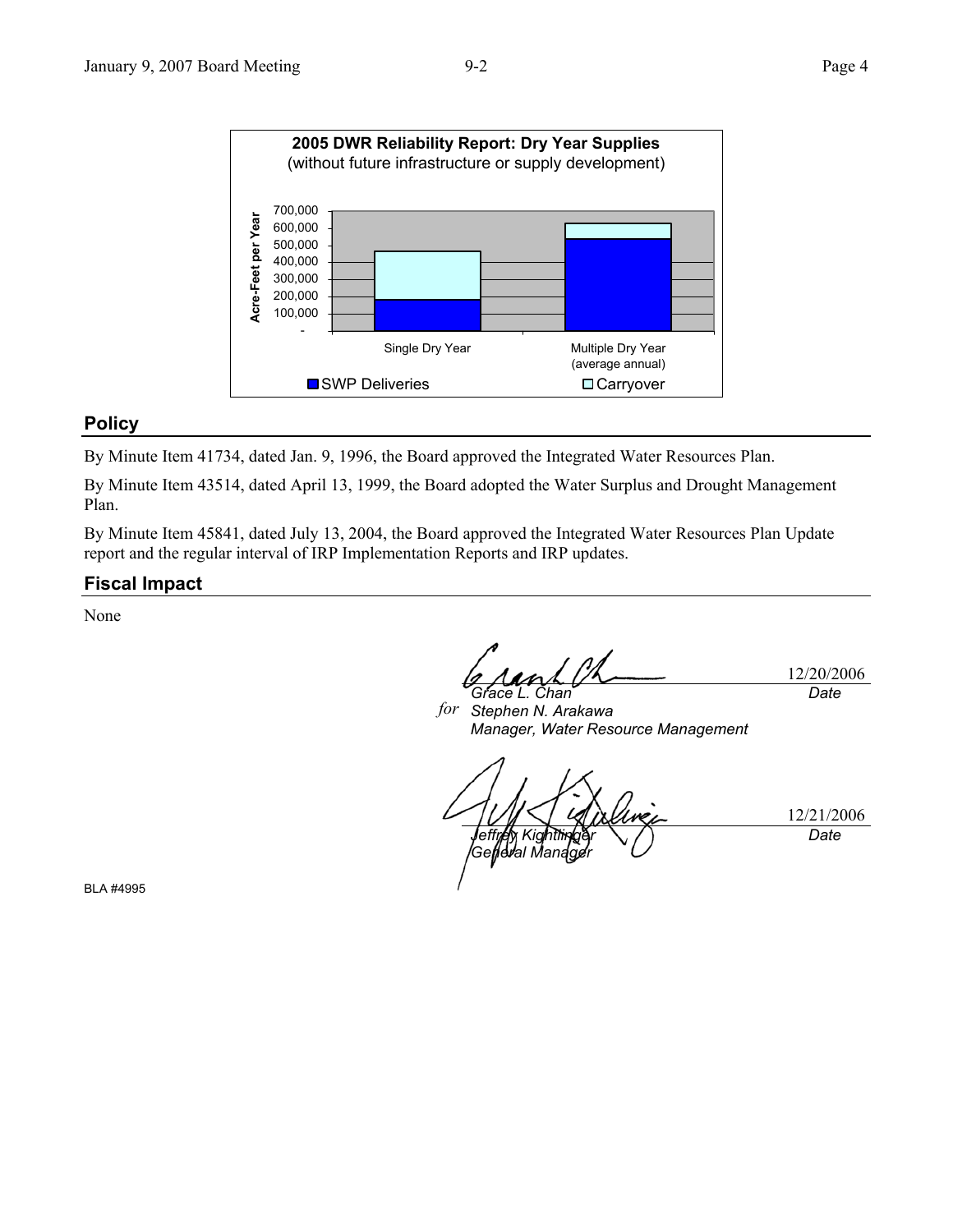**2005 DWR Reliability Report: Dry Year Supplies**
(without future infrastructure or supply development)

Acre-Feet per Year

700,000
600,000
500,000
400,000
300,000
200,000
100,000
-

Single Dry Year
Multiple Dry Year (average annual)

SWP Deliveries
Carryover

## Policy

By Minute Item 41734, dated Jan. 9, 1996, the Board approved the Integrated Water Resources Plan.

By Minute Item 43514, dated April 13, 1999, the Board adopted the Water Surplus and Drought Management Plan.

By Minute Item 45841, dated July 13, 2004, the Board approved the Integrated Water Resources Plan Update report and the regular interval of IRP Implementation Reports and IRP updates.

## Fiscal Impact

None

12/20/2006
*Grace L. Chan* — *Date*
*for* *Stephen N. Arakawa*
*Manager, Water Resource Management*

12/21/2006
*Jeffrey Kightlinger* — *Date*
*General Manager*

BLA #4995